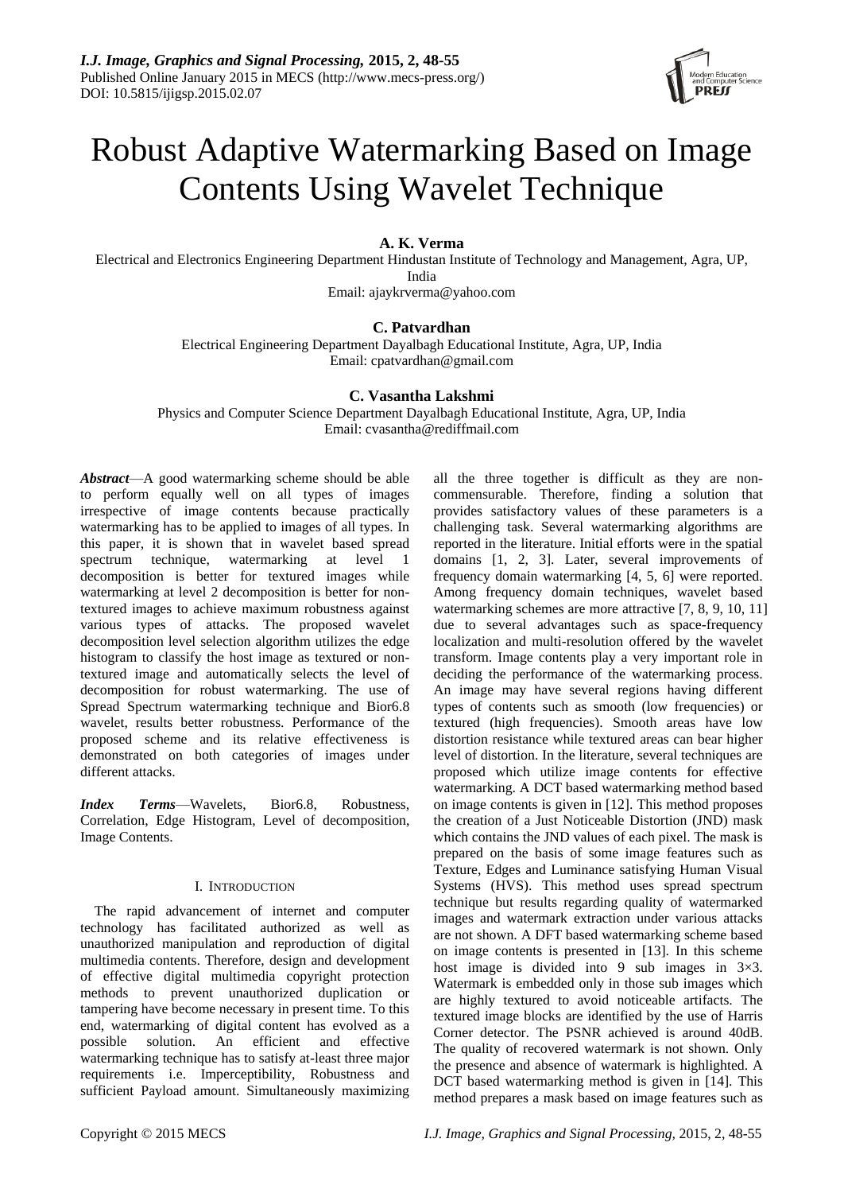# Robust Adaptive Watermarking Based on Image Contents Using Wavelet Technique

**A. K. Verma**

Electrical and Electronics Engineering Department Hindustan Institute of Technology and Management, Agra, UP, India

Email: ajaykrverma@yahoo.com

**C. Patvardhan**

Electrical Engineering Department Dayalbagh Educational Institute, Agra, UP, India

Email: cpatvardhan@gmail.com

**C. Vasantha Lakshmi**

Physics and Computer Science Department Dayalbagh Educational Institute, Agra, UP, India

Email: cvasantha@rediffmail.com

***Abstract*—**A good watermarking scheme should be able to perform equally well on all types of images irrespective of image contents because practically watermarking has to be applied to images of all types. In this paper, it is shown that in wavelet based spread spectrum technique, watermarking at level 1 decomposition is better for textured images while watermarking at level 2 decomposition is better for non-textured images to achieve maximum robustness against various types of attacks. The proposed wavelet decomposition level selection algorithm utilizes the edge histogram to classify the host image as textured or non-textured image and automatically selects the level of decomposition for robust watermarking. The use of Spread Spectrum watermarking technique and Bior6.8 wavelet, results better robustness. Performance of the proposed scheme and its relative effectiveness is demonstrated on both categories of images under different attacks.

***Index Terms*—**Wavelets, Bior6.8, Robustness, Correlation, Edge Histogram, Level of decomposition, Image Contents.

## I. Introduction

The rapid advancement of internet and computer technology has facilitated authorized as well as unauthorized manipulation and reproduction of digital multimedia contents. Therefore, design and development of effective digital multimedia copyright protection methods to prevent unauthorized duplication or tampering have become necessary in present time. To this end, watermarking of digital content has evolved as a possible solution. An efficient and effective watermarking technique has to satisfy at-least three major requirements i.e. Imperceptibility, Robustness and sufficient Payload amount. Simultaneously maximizing all the three together is difficult as they are non-commensurable. Therefore, finding a solution that provides satisfactory values of these parameters is a challenging task. Several watermarking algorithms are reported in the literature. Initial efforts were in the spatial domains [1, 2, 3]. Later, several improvements of frequency domain watermarking [4, 5, 6] were reported. Among frequency domain techniques, wavelet based watermarking schemes are more attractive [7, 8, 9, 10, 11] due to several advantages such as space-frequency localization and multi-resolution offered by the wavelet transform. Image contents play a very important role in deciding the performance of the watermarking process. An image may have several regions having different types of contents such as smooth (low frequencies) or textured (high frequencies). Smooth areas have low distortion resistance while textured areas can bear higher level of distortion. In the literature, several techniques are proposed which utilize image contents for effective watermarking. A DCT based watermarking method based on image contents is given in [12]. This method proposes the creation of a Just Noticeable Distortion (JND) mask which contains the JND values of each pixel. The mask is prepared on the basis of some image features such as Texture, Edges and Luminance satisfying Human Visual Systems (HVS). This method uses spread spectrum technique but results regarding quality of watermarked images and watermark extraction under various attacks are not shown. A DFT based watermarking scheme based on image contents is presented in [13]. In this scheme host image is divided into 9 sub images in 3×3. Watermark is embedded only in those sub images which are highly textured to avoid noticeable artifacts. The textured image blocks are identified by the use of Harris Corner detector. The PSNR achieved is around 40dB. The quality of recovered watermark is not shown. Only the presence and absence of watermark is highlighted. A DCT based watermarking method is given in [14]. This method prepares a mask based on image features such as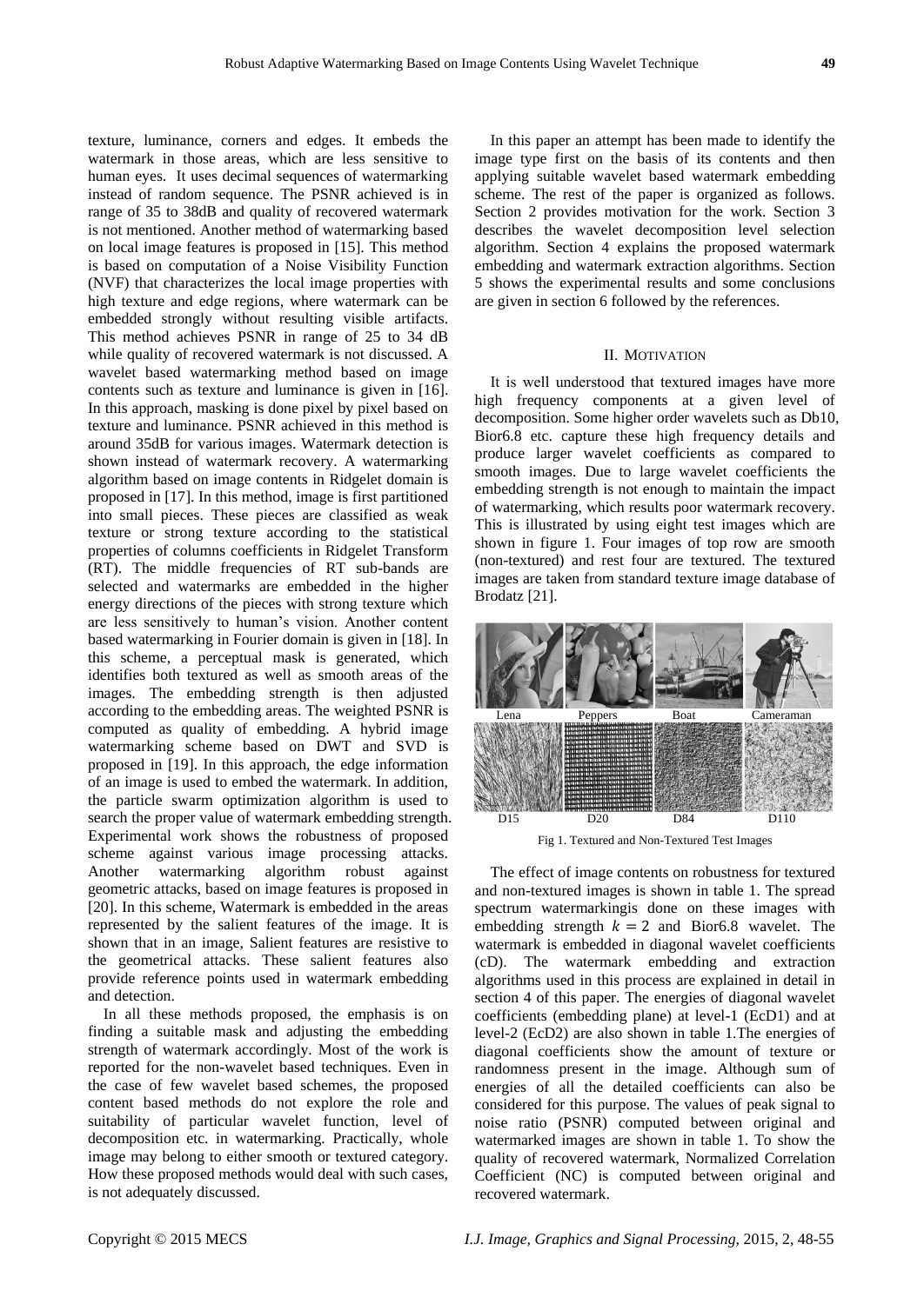texture, luminance, corners and edges. It embeds the watermark in those areas, which are less sensitive to human eyes. It uses decimal sequences of watermarking instead of random sequence. The PSNR achieved is in range of 35 to 38dB and quality of recovered watermark is not mentioned. Another method of watermarking based on local image features is proposed in [15]. This method is based on computation of a Noise Visibility Function (NVF) that characterizes the local image properties with high texture and edge regions, where watermark can be embedded strongly without resulting visible artifacts. This method achieves PSNR in range of 25 to 34 dB while quality of recovered watermark is not discussed. A wavelet based watermarking method based on image contents such as texture and luminance is given in [16]. In this approach, masking is done pixel by pixel based on texture and luminance. PSNR achieved in this method is around 35dB for various images. Watermark detection is shown instead of watermark recovery. A watermarking algorithm based on image contents in Ridgelet domain is proposed in [17]. In this method, image is first partitioned into small pieces. These pieces are classified as weak texture or strong texture according to the statistical properties of columns coefficients in Ridgelet Transform (RT). The middle frequencies of RT sub-bands are selected and watermarks are embedded in the higher energy directions of the pieces with strong texture which are less sensitively to human's vision. Another content based watermarking in Fourier domain is given in [18]. In this scheme, a perceptual mask is generated, which identifies both textured as well as smooth areas of the images. The embedding strength is then adjusted according to the embedding areas. The weighted PSNR is computed as quality of embedding. A hybrid image watermarking scheme based on DWT and SVD is proposed in [19]. In this approach, the edge information of an image is used to embed the watermark. In addition, the particle swarm optimization algorithm is used to search the proper value of watermark embedding strength. Experimental work shows the robustness of proposed scheme against various image processing attacks. Another watermarking algorithm robust against geometric attacks, based on image features is proposed in [20]. In this scheme, Watermark is embedded in the areas represented by the salient features of the image. It is shown that in an image, Salient features are resistive to the geometrical attacks. These salient features also provide reference points used in watermark embedding and detection.

In all these methods proposed, the emphasis is on finding a suitable mask and adjusting the embedding strength of watermark accordingly. Most of the work is reported for the non-wavelet based techniques. Even in the case of few wavelet based schemes, the proposed content based methods do not explore the role and suitability of particular wavelet function, level of decomposition etc. in watermarking. Practically, whole image may belong to either smooth or textured category. How these proposed methods would deal with such cases, is not adequately discussed.

In this paper an attempt has been made to identify the image type first on the basis of its contents and then applying suitable wavelet based watermark embedding scheme. The rest of the paper is organized as follows. Section 2 provides motivation for the work. Section 3 describes the wavelet decomposition level selection algorithm. Section 4 explains the proposed watermark embedding and watermark extraction algorithms. Section 5 shows the experimental results and some conclusions are given in section 6 followed by the references.

## II. Motivation

It is well understood that textured images have more high frequency components at a given level of decomposition. Some higher order wavelets such as Db10, Bior6.8 etc. capture these high frequency details and produce larger wavelet coefficients as compared to smooth images. Due to large wavelet coefficients the embedding strength is not enough to maintain the impact of watermarking, which results poor watermark recovery. This is illustrated by using eight test images which are shown in figure 1. Four images of top row are smooth (non-textured) and rest four are textured. The textured images are taken from standard texture image database of Brodatz [21].

Lena Peppers Boat Cameraman

D15 D20 D84 D110

Fig 1. Textured and Non-Textured Test Images

The effect of image contents on robustness for textured and non-textured images is shown in table 1. The spread spectrum watermarkingis done on these images with embedding strength $k = 2$ and Bior6.8 wavelet. The watermark is embedded in diagonal wavelet coefficients (cD). The watermark embedding and extraction algorithms used in this process are explained in detail in section 4 of this paper. The energies of diagonal wavelet coefficients (embedding plane) at level-1 (EcD1) and at level-2 (EcD2) are also shown in table 1.The energies of diagonal coefficients show the amount of texture or randomness present in the image. Although sum of energies of all the detailed coefficients can also be considered for this purpose. The values of peak signal to noise ratio (PSNR) computed between original and watermarked images are shown in table 1. To show the quality of recovered watermark, Normalized Correlation Coefficient (NC) is computed between original and recovered watermark.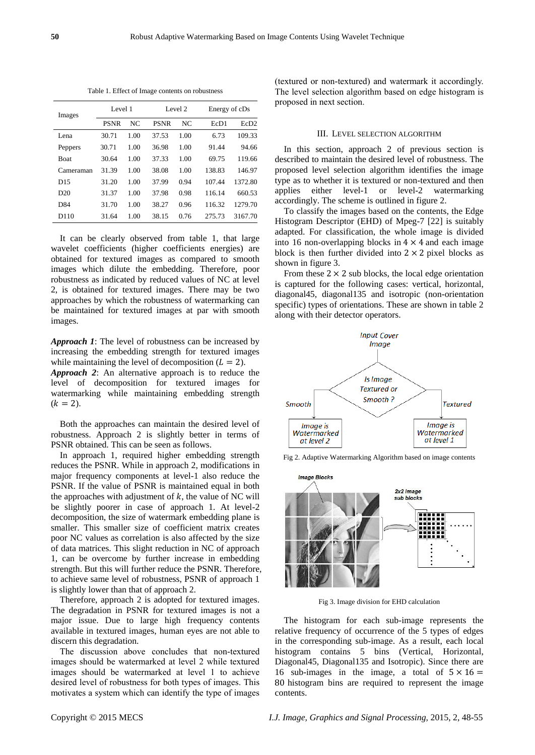Table 1. Effect of Image contents on robustness

| Images | Level 1 | | Level 2 | | Energy of cDs | |
|---|---|---|---|---|---|---|
| | PSNR | NC | PSNR | NC | EcD1 | EcD2 |
| Lena | 30.71 | 1.00 | 37.53 | 1.00 | 6.73 | 109.33 |
| Peppers | 30.71 | 1.00 | 36.98 | 1.00 | 91.44 | 94.66 |
| Boat | 30.64 | 1.00 | 37.33 | 1.00 | 69.75 | 119.66 |
| Cameraman | 31.39 | 1.00 | 38.08 | 1.00 | 138.83 | 146.97 |
| D15 | 31.20 | 1.00 | 37.99 | 0.94 | 107.44 | 1372.80 |
| D20 | 31.37 | 1.00 | 37.98 | 0.98 | 116.14 | 660.53 |
| D84 | 31.70 | 1.00 | 38.27 | 0.96 | 116.32 | 1279.70 |
| D110 | 31.64 | 1.00 | 38.15 | 0.76 | 275.73 | 3167.70 |

It can be clearly observed from table 1, that large wavelet coefficients (higher coefficients energies) are obtained for textured images as compared to smooth images which dilute the embedding. Therefore, poor robustness as indicated by reduced values of NC at level 2, is obtained for textured images. There may be two approaches by which the robustness of watermarking can be maintained for textured images at par with smooth images.

***Approach 1***: The level of robustness can be increased by increasing the embedding strength for textured images while maintaining the level of decomposition ($L = 2$).

***Approach 2***: An alternative approach is to reduce the level of decomposition for textured images for watermarking while maintaining embedding strength ($k = 2$).

Both the approaches can maintain the desired level of robustness. Approach 2 is slightly better in terms of PSNR obtained. This can be seen as follows.

In approach 1, required higher embedding strength reduces the PSNR. While in approach 2, modifications in major frequency components at level-1 also reduce the PSNR. If the value of PSNR is maintained equal in both the approaches with adjustment of $k$, the value of NC will be slightly poorer in case of approach 1. At level-2 decomposition, the size of watermark embedding plane is smaller. This smaller size of coefficient matrix creates poor NC values as correlation is also affected by the size of data matrices. This slight reduction in NC of approach 1, can be overcome by further increase in embedding strength. But this will further reduce the PSNR. Therefore, to achieve same level of robustness, PSNR of approach 1 is slightly lower than that of approach 2.

Therefore, approach 2 is adopted for textured images. The degradation in PSNR for textured images is not a major issue. Due to large high frequency contents available in textured images, human eyes are not able to discern this degradation.

The discussion above concludes that non-textured images should be watermarked at level 2 while textured images should be watermarked at level 1 to achieve desired level of robustness for both types of images. This motivates a system which can identify the type of images (textured or non-textured) and watermark it accordingly. The level selection algorithm based on edge histogram is proposed in next section.

## III. Level Selection Algorithm

In this section, approach 2 of previous section is described to maintain the desired level of robustness. The proposed level selection algorithm identifies the image type as to whether it is textured or non-textured and then applies either level-1 or level-2 watermarking accordingly. The scheme is outlined in figure 2.

To classify the images based on the contents, the Edge Histogram Descriptor (EHD) of Mpeg-7 [22] is suitably adapted. For classification, the whole image is divided into 16 non-overlapping blocks in $4 \times 4$ and each image block is then further divided into $2 \times 2$ pixel blocks as shown in figure 3.

From these $2 \times 2$ sub blocks, the local edge orientation is captured for the following cases: vertical, horizontal, diagonal45, diagonal135 and isotropic (non-orientation specific) types of orientations. These are shown in table 2 along with their detector operators.

Fig 2. Adaptive Watermarking Algorithm based on image contents

Fig 3. Image division for EHD calculation

The histogram for each sub-image represents the relative frequency of occurrence of the 5 types of edges in the corresponding sub-image. As a result, each local histogram contains 5 bins (Vertical, Horizontal, Diagonal45, Diagonal135 and Isotropic). Since there are 16 sub-images in the image, a total of $5 \times 16 = 80$ histogram bins are required to represent the image contents.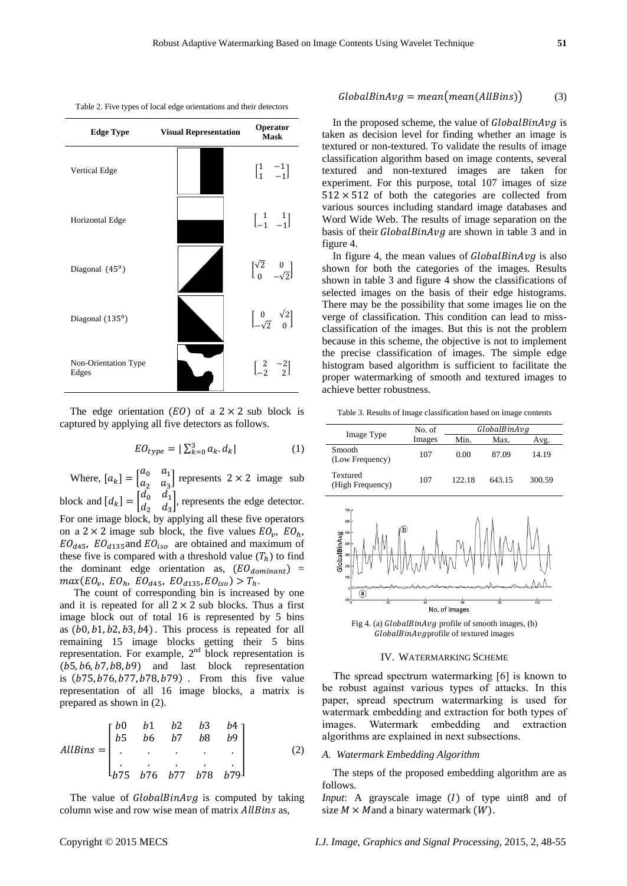Table 2. Five types of local edge orientations and their detectors

| Edge Type | Visual Representation | Operator Mask |
|---|---|---|
| Vertical Edge | | $\begin{bmatrix} 1 & -1 \\ 1 & -1 \end{bmatrix}$ |
| Horizontal Edge | | $\begin{bmatrix} 1 & 1 \\ -1 & -1 \end{bmatrix}$ |
| Diagonal ($45^0$) | | $\begin{bmatrix} \sqrt{2} & 0 \\ 0 & -\sqrt{2} \end{bmatrix}$ |
| Diagonal ($135^0$) | | $\begin{bmatrix} 0 & \sqrt{2} \\ -\sqrt{2} & 0 \end{bmatrix}$ |
| Non-Orientation Type Edges | | $\begin{bmatrix} 2 & -2 \\ -2 & 2 \end{bmatrix}$ |

The edge orientation ($EO$) of a $2 \times 2$ sub block is captured by applying all five detectors as follows.

$$EO_{type} = |\sum_{k=0}^{3} a_k . d_k| \tag{1}$$

Where, $[a_k] = \begin{bmatrix} a_0 & a_1 \\ a_2 & a_3 \end{bmatrix}$ represents $2 \times 2$ image sub block and $[d_k] = \begin{bmatrix} d_0 & d_1 \\ d_2 & d_3 \end{bmatrix}$, represents the edge detector. For one image block, by applying all these five operators on a $2 \times 2$ image sub block, the five values $EO_v$, $EO_h$, $EO_{d45}$, $EO_{d135}$ and $EO_{iso}$ are obtained and maximum of these five is compared with a threshold value ($T_h$) to find the dominant edge orientation as, ($EO_{dominant}$) = $max(EO_v,\ EO_h,\ EO_{d45},\ EO_{d135}, EO_{iso}) > T_h$.

The count of corresponding bin is increased by one and it is repeated for all $2 \times 2$ sub blocks. Thus a first image block out of total 16 is represented by 5 bins as $(b0, b1, b2, b3, b4)$. This process is repeated for all remaining 15 image blocks getting their 5 bins representation. For example, 2nd block representation is $(b5, b6, b7, b8, b9)$ and last block representation is $(b75, b76, b77, b78, b79)$. From this five value representation of all 16 image blocks, a matrix is prepared as shown in (2).

$$AllBins = \begin{bmatrix} b0 & b1 & b2 & b3 & b4 \\ b5 & b6 & b7 & b8 & b9 \\ . & . & . & . & . \\ . & . & . & . & . \\ b75 & b76 & b77 & b78 & b79 \end{bmatrix} \tag{2}$$

The value of $GlobalBinAvg$ is computed by taking column wise and row wise mean of matrix $AllBins$ as,

$$GlobalBinAvg = mean\big(mean(AllBins)\big) \tag{3}$$

In the proposed scheme, the value of $GlobalBinAvg$ is taken as decision level for finding whether an image is textured or non-textured. To validate the results of image classification algorithm based on image contents, several textured and non-textured images are taken for experiment. For this purpose, total 107 images of size $512 \times 512$ of both the categories are collected from various sources including standard image databases and Word Wide Web. The results of image separation on the basis of their $GlobalBinAvg$ are shown in table 3 and in figure 4.

In figure 4, the mean values of $GlobalBinAvg$ is also shown for both the categories of the images. Results shown in table 3 and figure 4 show the classifications of selected images on the basis of their edge histograms. There may be the possibility that some images lie on the verge of classification. This condition can lead to miss-classification of the images. But this is not the problem because in this scheme, the objective is not to implement the precise classification of images. The simple edge histogram based algorithm is sufficient to facilitate the proper watermarking of smooth and textured images to achieve better robustness.

Table 3. Results of Image classification based on image contents

| Image Type | No. of Images | $GlobalBinAvg$ | | |
|---|---|---|---|---|
| | | Min. | Max. | Avg. |
| Smooth (Low Frequency) | 107 | 0.00 | 87.09 | 14.19 |
| Textured (High Frequency) | 107 | 122.18 | 643.15 | 300.59 |

Fig 4. (a) $GlobalBinAvg$ profile of smooth images, (b) $GlobalBinAvg$ profile of textured images

## IV. Watermarking Scheme

The spread spectrum watermarking [6] is known to be robust against various types of attacks. In this paper, spread spectrum watermarking is used for watermark embedding and extraction for both types of images. Watermark embedding and extraction algorithms are explained in next subsections.

### A. Watermark Embedding Algorithm

The steps of the proposed embedding algorithm are as follows.

*Input*: A grayscale image ($I$) of type uint8 and of size $M \times M$ and a binary watermark ($W$).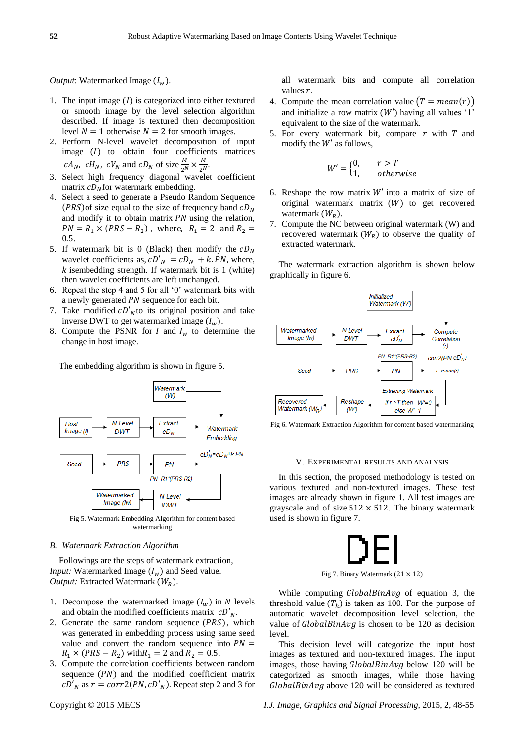*Output*: Watermarked Image ($I_w$).

1. The input image ($I$) is categorized into either textured or smooth image by the level selection algorithm described. If image is textured then decomposition level $N = 1$ otherwise $N = 2$ for smooth images.
2. Perform N-level wavelet decomposition of input image ($I$) to obtain four coefficients matrices $cA_N$, $cH_N$, $cV_N$ and $cD_N$ of size $\frac{M}{2^N} \times \frac{M}{2^N}$.
3. Select high frequency diagonal wavelet coefficient matrix $cD_N$ for watermark embedding.
4. Select a seed to generate a Pseudo Random Sequence ($PRS$) of size equal to the size of frequency band $cD_N$ and modify it to obtain matrix $PN$ using the relation, $PN = R_1 \times (PRS - R_2)$, where, $R_1 = 2$ and $R_2 = 0.5$.
5. If watermark bit is 0 (Black) then modify the $cD_N$ wavelet coefficients as, $cD'_N = cD_N + k.PN$, where, $k$ isembedding strength. If watermark bit is 1 (white) then wavelet coefficients are left unchanged.
6. Repeat the step 4 and 5 for all '0' watermark bits with a newly generated $PN$ sequence for each bit.
7. Take modified $cD'_N$ to its original position and take inverse DWT to get watermarked image ($I_w$).
8. Compute the PSNR for $I$ and $I_w$ to determine the change in host image.

The embedding algorithm is shown in figure 5.

Fig 5. Watermark Embedding Algorithm for content based watermarking

### B. *Watermark Extraction Algorithm*

Followings are the steps of watermark extraction,
*Input:* Watermarked Image ($I_w$) and Seed value.
*Output:* Extracted Watermark ($W_R$).

1. Decompose the watermarked image ($I_w$) in $N$ levels and obtain the modified coefficients matrix $cD'_N$.
2. Generate the same random sequence ($PRS$), which was generated in embedding process using same seed value and convert the random sequence into $PN = R_1 \times (PRS - R_2)$ with $R_1 = 2$ and $R_2 = 0.5$.
3. Compute the correlation coefficients between random sequence ($PN$) and the modified coefficient matrix $cD'_N$ as $r = corr2(PN, cD'_N)$. Repeat step 2 and 3 for all watermark bits and compute all correlation values $r$.
4. Compute the mean correlation value ($T = mean(r)$) and initialize a row matrix ($W'$) having all values '1' equivalent to the size of the watermark.
5. For every watermark bit, compare $r$ with $T$ and modify the $W'$ as follows,

$$W' = \begin{cases} 0, & r > T \\ 1, & otherwise \end{cases}$$

6. Reshape the row matrix $W'$ into a matrix of size of original watermark matrix ($W$) to get recovered watermark ($W_R$).
7. Compute the NC between original watermark (W) and recovered watermark ($W_R$) to observe the quality of extracted watermark.

The watermark extraction algorithm is shown below graphically in figure 6.

Fig 6. Watermark Extraction Algorithm for content based watermarking

## V. Experimental Results and Analysis

In this section, the proposed methodology is tested on various textured and non-textured images. These test images are already shown in figure 1. All test images are grayscale and of size $512 \times 512$. The binary watermark used is shown in figure 7.

Fig 7. Binary Watermark ($21 \times 12$)

While computing $GlobalBinAvg$ of equation 3, the threshold value ($T_h$) is taken as 100. For the purpose of automatic wavelet decomposition level selection, the value of $GlobalBinAvg$ is chosen to be 120 as decision level.

This decision level will categorize the input host images as textured and non-textured images. The input images, those having $GlobalBinAvg$ below 120 will be categorized as smooth images, while those having $GlobalBinAvg$ above 120 will be considered as textured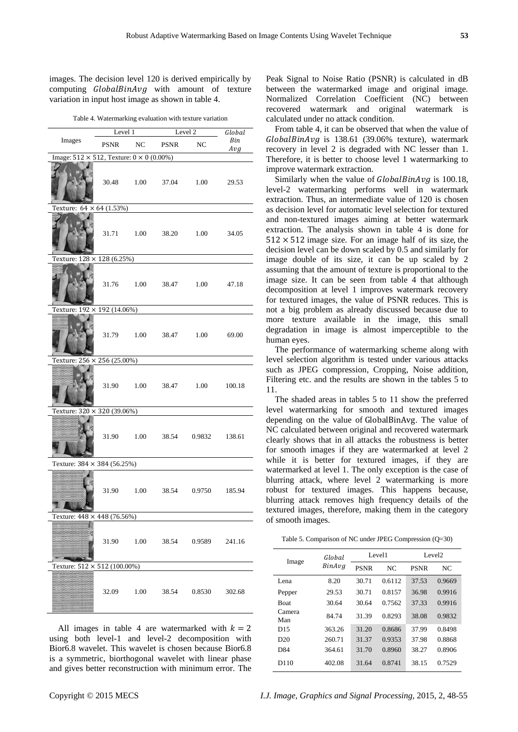images. The decision level 120 is derived empirically by computing $GlobalBinAvg$ with amount of texture variation in input host image as shown in table 4.

Table 4. Watermarking evaluation with texture variation

| Images | Level 1 | | Level 2 | | $Global$ $Bin$ $Avg$ |
|---|---|---|---|---|---|
| | PSNR | NC | PSNR | NC | |
| Image: $512 \times 512$, Texture: $0 \times 0$ (0.00%) | | | | | |
| | 30.48 | 1.00 | 37.04 | 1.00 | 29.53 |
| Texture: $64 \times 64$ (1.53%) | | | | | |
| | 31.71 | 1.00 | 38.20 | 1.00 | 34.05 |
| Texture: $128 \times 128$ (6.25%) | | | | | |
| | 31.76 | 1.00 | 38.47 | 1.00 | 47.18 |
| Texture: $192 \times 192$ (14.06%) | | | | | |
| | 31.79 | 1.00 | 38.47 | 1.00 | 69.00 |
| Texture: $256 \times 256$ (25.00%) | | | | | |
| | 31.90 | 1.00 | 38.47 | 1.00 | 100.18 |
| Texture: $320 \times 320$ (39.06%) | | | | | |
| | 31.90 | 1.00 | 38.54 | 0.9832 | 138.61 |
| Texture: $384 \times 384$ (56.25%) | | | | | |
| | 31.90 | 1.00 | 38.54 | 0.9750 | 185.94 |
| Texture: $448 \times 448$ (76.56%) | | | | | |
| | 31.90 | 1.00 | 38.54 | 0.9589 | 241.16 |
| Texture: $512 \times 512$ (100.00%) | | | | | |
| | 32.09 | 1.00 | 38.54 | 0.8530 | 302.68 |

All images in table 4 are watermarked with $k = 2$ using both level-1 and level-2 decomposition with Bior6.8 wavelet. This wavelet is chosen because Bior6.8 is a symmetric, biorthogonal wavelet with linear phase and gives better reconstruction with minimum error. The Peak Signal to Noise Ratio (PSNR) is calculated in dB between the watermarked image and original image. Normalized Correlation Coefficient (NC) between recovered watermark and original watermark is calculated under no attack condition.

From table 4, it can be observed that when the value of $GlobalBinAvg$ is 138.61 (39.06% texture), watermark recovery in level 2 is degraded with NC lesser than 1. Therefore, it is better to choose level 1 watermarking to improve watermark extraction.

Similarly when the value of $GlobalBinAvg$ is 100.18, level-2 watermarking performs well in watermark extraction. Thus, an intermediate value of 120 is chosen as decision level for automatic level selection for textured and non-textured images aiming at better watermark extraction. The analysis shown in table 4 is done for $512 \times 512$ image size. For an image half of its size, the decision level can be down scaled by 0.5 and similarly for image double of its size, it can be up scaled by 2 assuming that the amount of texture is proportional to the image size. It can be seen from table 4 that although decomposition at level 1 improves watermark recovery for textured images, the value of PSNR reduces. This is not a big problem as already discussed because due to more texture available in the image, this small degradation in image is almost imperceptible to the human eyes.

The performance of watermarking scheme along with level selection algorithm is tested under various attacks such as JPEG compression, Cropping, Noise addition, Filtering etc. and the results are shown in the tables 5 to 11.

The shaded areas in tables 5 to 11 show the preferred level watermarking for smooth and textured images depending on the value of GlobalBinAvg. The value of NC calculated between original and recovered watermark clearly shows that in all attacks the robustness is better for smooth images if they are watermarked at level 2 while it is better for textured images, if they are watermarked at level 1. The only exception is the case of blurring attack, where level 2 watermarking is more robust for textured images. This happens because, blurring attack removes high frequency details of the textured images, therefore, making them in the category of smooth images.

Table 5. Comparison of NC under JPEG Compression (Q=30)

| Image | $Global$ $BinAvg$ | Level1 | | Level2 | |
|---|---|---|---|---|---|
| | | PSNR | NC | PSNR | NC |
| Lena | 8.20 | 30.71 | 0.6112 | 37.53 | 0.9669 |
| Pepper | 29.53 | 30.71 | 0.8157 | 36.98 | 0.9916 |
| Boat | 30.64 | 30.64 | 0.7562 | 37.33 | 0.9916 |
| Camera Man | 84.74 | 31.39 | 0.8293 | 38.08 | 0.9832 |
| D15 | 363.26 | 31.20 | 0.8686 | 37.99 | 0.8498 |
| D20 | 260.71 | 31.37 | 0.9353 | 37.98 | 0.8868 |
| D84 | 364.61 | 31.70 | 0.8960 | 38.27 | 0.8906 |
| D110 | 402.08 | 31.64 | 0.8741 | 38.15 | 0.7529 |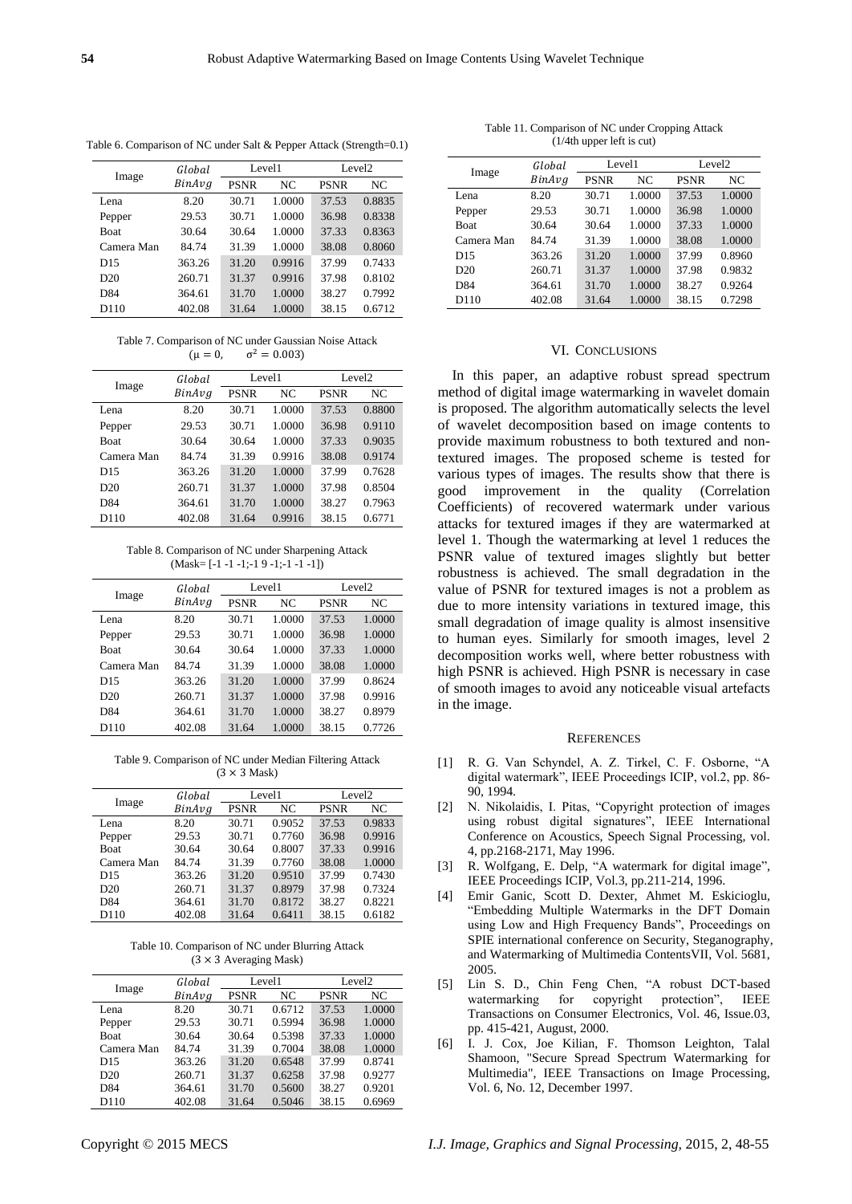Table 6. Comparison of NC under Salt & Pepper Attack (Strength=0.1)

| Image | *Global BinAvg* | Level1 | | Level2 | |
|---|---|---|---|---|---|
| | | PSNR | NC | PSNR | NC |
| Lena | 8.20 | 30.71 | 1.0000 | 37.53 | 0.8835 |
| Pepper | 29.53 | 30.71 | 1.0000 | 36.98 | 0.8338 |
| Boat | 30.64 | 30.64 | 1.0000 | 37.33 | 0.8363 |
| Camera Man | 84.74 | 31.39 | 1.0000 | 38.08 | 0.8060 |
| D15 | 363.26 | 31.20 | 0.9916 | 37.99 | 0.7433 |
| D20 | 260.71 | 31.37 | 0.9916 | 37.98 | 0.8102 |
| D84 | 364.61 | 31.70 | 1.0000 | 38.27 | 0.7992 |
| D110 | 402.08 | 31.64 | 1.0000 | 38.15 | 0.6712 |

Table 7. Comparison of NC under Gaussian Noise Attack ($\mu = 0, \quad \sigma^2 = 0.003$)

| Image | *Global BinAvg* | Level1 | | Level2 | |
|---|---|---|---|---|---|
| | | PSNR | NC | PSNR | NC |
| Lena | 8.20 | 30.71 | 1.0000 | 37.53 | 0.8800 |
| Pepper | 29.53 | 30.71 | 1.0000 | 36.98 | 0.9110 |
| Boat | 30.64 | 30.64 | 1.0000 | 37.33 | 0.9035 |
| Camera Man | 84.74 | 31.39 | 0.9916 | 38.08 | 0.9174 |
| D15 | 363.26 | 31.20 | 1.0000 | 37.99 | 0.7628 |
| D20 | 260.71 | 31.37 | 1.0000 | 37.98 | 0.8504 |
| D84 | 364.61 | 31.70 | 1.0000 | 38.27 | 0.7963 |
| D110 | 402.08 | 31.64 | 0.9916 | 38.15 | 0.6771 |

Table 8. Comparison of NC under Sharpening Attack (Mask= [-1 -1 -1;-1 9 -1;-1 -1 -1])

| Image | *Global BinAvg* | Level1 | | Level2 | |
|---|---|---|---|---|---|
| | | PSNR | NC | PSNR | NC |
| Lena | 8.20 | 30.71 | 1.0000 | 37.53 | 1.0000 |
| Pepper | 29.53 | 30.71 | 1.0000 | 36.98 | 1.0000 |
| Boat | 30.64 | 30.64 | 1.0000 | 37.33 | 1.0000 |
| Camera Man | 84.74 | 31.39 | 1.0000 | 38.08 | 1.0000 |
| D15 | 363.26 | 31.20 | 1.0000 | 37.99 | 0.8624 |
| D20 | 260.71 | 31.37 | 1.0000 | 37.98 | 0.9916 |
| D84 | 364.61 | 31.70 | 1.0000 | 38.27 | 0.8979 |
| D110 | 402.08 | 31.64 | 1.0000 | 38.15 | 0.7726 |

Table 9. Comparison of NC under Median Filtering Attack ($3 \times 3$ Mask)

| Image | *Global BinAvg* | Level1 | | Level2 | |
|---|---|---|---|---|---|
| | | PSNR | NC | PSNR | NC |
| Lena | 8.20 | 30.71 | 0.9052 | 37.53 | 0.9833 |
| Pepper | 29.53 | 30.71 | 0.7760 | 36.98 | 0.9916 |
| Boat | 30.64 | 30.64 | 0.8007 | 37.33 | 0.9916 |
| Camera Man | 84.74 | 31.39 | 0.7760 | 38.08 | 1.0000 |
| D15 | 363.26 | 31.20 | 0.9510 | 37.99 | 0.7430 |
| D20 | 260.71 | 31.37 | 0.8979 | 37.98 | 0.7324 |
| D84 | 364.61 | 31.70 | 0.8172 | 38.27 | 0.8221 |
| D110 | 402.08 | 31.64 | 0.6411 | 38.15 | 0.6182 |

Table 10. Comparison of NC under Blurring Attack ($3 \times 3$ Averaging Mask)

| Image | *Global BinAvg* | Level1 | | Level2 | |
|---|---|---|---|---|---|
| | | PSNR | NC | PSNR | NC |
| Lena | 8.20 | 30.71 | 0.6712 | 37.53 | 1.0000 |
| Pepper | 29.53 | 30.71 | 0.5994 | 36.98 | 1.0000 |
| Boat | 30.64 | 30.64 | 0.5398 | 37.33 | 1.0000 |
| Camera Man | 84.74 | 31.39 | 0.7004 | 38.08 | 1.0000 |
| D15 | 363.26 | 31.20 | 0.6548 | 37.99 | 0.8741 |
| D20 | 260.71 | 31.37 | 0.6258 | 37.98 | 0.9277 |
| D84 | 364.61 | 31.70 | 0.5600 | 38.27 | 0.9201 |
| D110 | 402.08 | 31.64 | 0.5046 | 38.15 | 0.6969 |

Table 11. Comparison of NC under Cropping Attack (1/4th upper left is cut)

| Image | *Global BinAvg* | Level1 | | Level2 | |
|---|---|---|---|---|---|
| | | PSNR | NC | PSNR | NC |
| Lena | 8.20 | 30.71 | 1.0000 | 37.53 | 1.0000 |
| Pepper | 29.53 | 30.71 | 1.0000 | 36.98 | 1.0000 |
| Boat | 30.64 | 30.64 | 1.0000 | 37.33 | 1.0000 |
| Camera Man | 84.74 | 31.39 | 1.0000 | 38.08 | 1.0000 |
| D15 | 363.26 | 31.20 | 1.0000 | 37.99 | 0.8960 |
| D20 | 260.71 | 31.37 | 1.0000 | 37.98 | 0.9832 |
| D84 | 364.61 | 31.70 | 1.0000 | 38.27 | 0.9264 |
| D110 | 402.08 | 31.64 | 1.0000 | 38.15 | 0.7298 |

## VI. Conclusions

In this paper, an adaptive robust spread spectrum method of digital image watermarking in wavelet domain is proposed. The algorithm automatically selects the level of wavelet decomposition based on image contents to provide maximum robustness to both textured and non-textured images. The proposed scheme is tested for various types of images. The results show that there is good improvement in the quality (Correlation Coefficients) of recovered watermark under various attacks for textured images if they are watermarked at level 1. Though the watermarking at level 1 reduces the PSNR value of textured images slightly but better robustness is achieved. The small degradation in the value of PSNR for textured images is not a problem as due to more intensity variations in textured image, this small degradation of image quality is almost insensitive to human eyes. Similarly for smooth images, level 2 decomposition works well, where better robustness with high PSNR is achieved. High PSNR is necessary in case of smooth images to avoid any noticeable visual artefacts in the image.

## References

[1] R. G. Van Schyndel, A. Z. Tirkel, C. F. Osborne, "A digital watermark", IEEE Proceedings ICIP, vol.2, pp. 86-90, 1994.

[2] N. Nikolaidis, I. Pitas, "Copyright protection of images using robust digital signatures", IEEE International Conference on Acoustics, Speech Signal Processing, vol. 4, pp.2168-2171, May 1996.

[3] R. Wolfgang, E. Delp, "A watermark for digital image", IEEE Proceedings ICIP, Vol.3, pp.211-214, 1996.

[4] Emir Ganic, Scott D. Dexter, Ahmet M. Eskicioglu, "Embedding Multiple Watermarks in the DFT Domain using Low and High Frequency Bands", Proceedings on SPIE international conference on Security, Steganography, and Watermarking of Multimedia ContentsVII, Vol. 5681, 2005.

[5] Lin S. D., Chin Feng Chen, "A robust DCT-based watermarking for copyright protection", IEEE Transactions on Consumer Electronics, Vol. 46, Issue.03, pp. 415-421, August, 2000.

[6] I. J. Cox, Joe Kilian, F. Thomson Leighton, Talal Shamoon, "Secure Spread Spectrum Watermarking for Multimedia", IEEE Transactions on Image Processing, Vol. 6, No. 12, December 1997.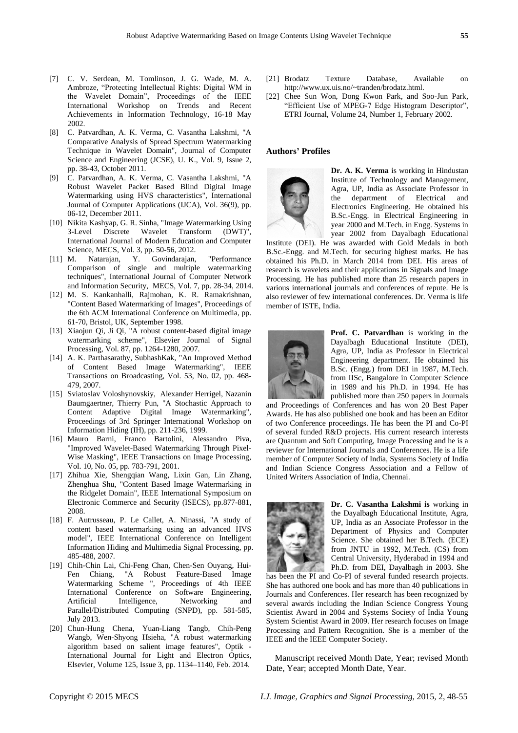[7] C. V. Serdean, M. Tomlinson, J. G. Wade, M. A. Ambroze, “Protecting Intellectual Rights: Digital WM in the Wavelet Domain”, Proceedings of the IEEE International Workshop on Trends and Recent Achievements in Information Technology, 16-18 May 2002.

[8] C. Patvardhan, A. K. Verma, C. Vasantha Lakshmi, "A Comparative Analysis of Spread Spectrum Watermarking Technique in Wavelet Domain", Journal of Computer Science and Engineering (JCSE), U. K., Vol. 9, Issue 2, pp. 38-43, October 2011.

[9] C. Patvardhan, A. K. Verma, C. Vasantha Lakshmi, "A Robust Wavelet Packet Based Blind Digital Image Watermarking using HVS characteristics", International Journal of Computer Applications (IJCA), Vol. 36(9), pp. 06-12, December 2011.

[10] Nikita Kashyap, G. R. Sinha, "Image Watermarking Using 3-Level Discrete Wavelet Transform (DWT)", International Journal of Modern Education and Computer Science, MECS, Vol. 3, pp. 50-56, 2012.

[11] M. Natarajan, Y. Govindarajan, "Performance Comparison of single and multiple watermarking techniques", International Journal of Computer Network and Information Security, MECS, Vol. 7, pp. 28-34, 2014.

[12] M. S. Kankanhalli, Rajmohan, K. R. Ramakrishnan, "Content Based Watermarking of Images", Proceedings of the 6th ACM International Conference on Multimedia, pp. 61-70, Bristol, UK, September 1998.

[13] Xiaojun Qi, Ji Qi, "A robust content-based digital image watermarking scheme", Elsevier Journal of Signal Processing, Vol. 87, pp. 1264-1280, 2007.

[14] A. K. Parthasarathy, SubhashKak, "An Improved Method of Content Based Image Watermarking", IEEE Transactions on Broadcasting, Vol. 53, No. 02, pp. 468-479, 2007.

[15] Sviatoslav Voloshynovskiy, Alexander Herrigel, Nazanin Baumgaertner, Thierry Pun, "A Stochastic Approach to Content Adaptive Digital Image Watermarking", Proceedings of 3rd Springer International Workshop on Information Hiding (IH), pp. 211-236, 1999.

[16] Mauro Barni, Franco Bartolini, Alessandro Piva, "Improved Wavelet-Based Watermarking Through Pixel-Wise Masking", IEEE Transactions on Image Processing, Vol. 10, No. 05, pp. 783-791, 2001.

[17] Zhihua Xie, Shengqian Wang, Lixin Gan, Lin Zhang, Zhenghua Shu, "Content Based Image Watermarking in the Ridgelet Domain", IEEE International Symposium on Electronic Commerce and Security (ISECS), pp.877-881, 2008.

[18] F. Autrusseau, P. Le Callet, A. Ninassi, "A study of content based watermarking using an advanced HVS model", IEEE International Conference on Intelligent Information Hiding and Multimedia Signal Processing, pp. 485-488, 2007.

[19] Chih-Chin Lai, Chi-Feng Chan, Chen-Sen Ouyang, Hui-Fen Chiang, "A Robust Feature-Based Image Watermarking Scheme ", Proceedings of 4th IEEE International Conference on Software Engineering, Artificial Intelligence, Networking and Parallel/Distributed Computing (SNPD), pp. 581-585, July 2013.

[20] Chun-Hung Chena, Yuan-Liang Tangb, Chih-Peng Wangb, Wen-Shyong Hsieha, "A robust watermarking algorithm based on salient image features", Optik - International Journal for Light and Electron Optics, Elsevier, Volume 125, Issue 3, pp. 1134–1140, Feb. 2014.

[21] Brodatz Texture Database, Available on http://www.ux.uis.no/~tranden/brodatz.html.

[22] Chee Sun Won, Dong Kwon Park, and Soo-Jun Park, “Efficient Use of MPEG-7 Edge Histogram Descriptor”, ETRI Journal, Volume 24, Number 1, February 2002.

## Authors’ Profiles

**Dr. A. K. Verma** is working in Hindustan Institute of Technology and Management, Agra, UP, India as Associate Professor in the department of Electrical and Electronics Engineering. He obtained his B.Sc.-Engg. in Electrical Engineering in year 2000 and M.Tech. in Engg. Systems in year 2002 from Dayalbagh Educational Institute (DEI). He was awarded with Gold Medals in both B.Sc.-Engg. and M.Tech. for securing highest marks. He has obtained his Ph.D. in March 2014 from DEI. His areas of research is wavelets and their applications in Signals and Image Processing. He has published more than 25 research papers in various international journals and conferences of repute. He is also reviewer of few international conferences. Dr. Verma is life member of ISTE, India.

**Prof. C. Patvardhan** is working in the Dayalbagh Educational Institute (DEI), Agra, UP, India as Professor in Electrical Engineering department. He obtained his B.Sc. (Engg.) from DEI in 1987, M.Tech. from IISc, Bangalore in Computer Science in 1989 and his Ph.D. in 1994. He has published more than 250 papers in Journals and Proceedings of Conferences and has won 20 Best Paper Awards. He has also published one book and has been an Editor of two Conference proceedings. He has been the PI and Co-PI of several funded R&D projects. His current research interests are Quantum and Soft Computing, Image Processing and he is a reviewer for International Journals and Conferences. He is a life member of Computer Society of India, Systems Society of India and Indian Science Congress Association and a Fellow of United Writers Association of India, Chennai.

**Dr. C. Vasantha Lakshmi is** working in the Dayalbagh Educational Institute, Agra, UP, India as an Associate Professor in the Department of Physics and Computer Science. She obtained her B.Tech. (ECE) from JNTU in 1992, M.Tech. (CS) from Central University, Hyderabad in 1994 and Ph.D. from DEI, Dayalbagh in 2003. She has been the PI and Co-PI of several funded research projects. She has authored one book and has more than 40 publications in Journals and Conferences. Her research has been recognized by several awards including the Indian Science Congress Young Scientist Award in 2004 and Systems Society of India Young System Scientist Award in 2009. Her research focuses on Image Processing and Pattern Recognition. She is a member of the IEEE and the IEEE Computer Society.

Manuscript received Month Date, Year; revised Month Date, Year; accepted Month Date, Year.